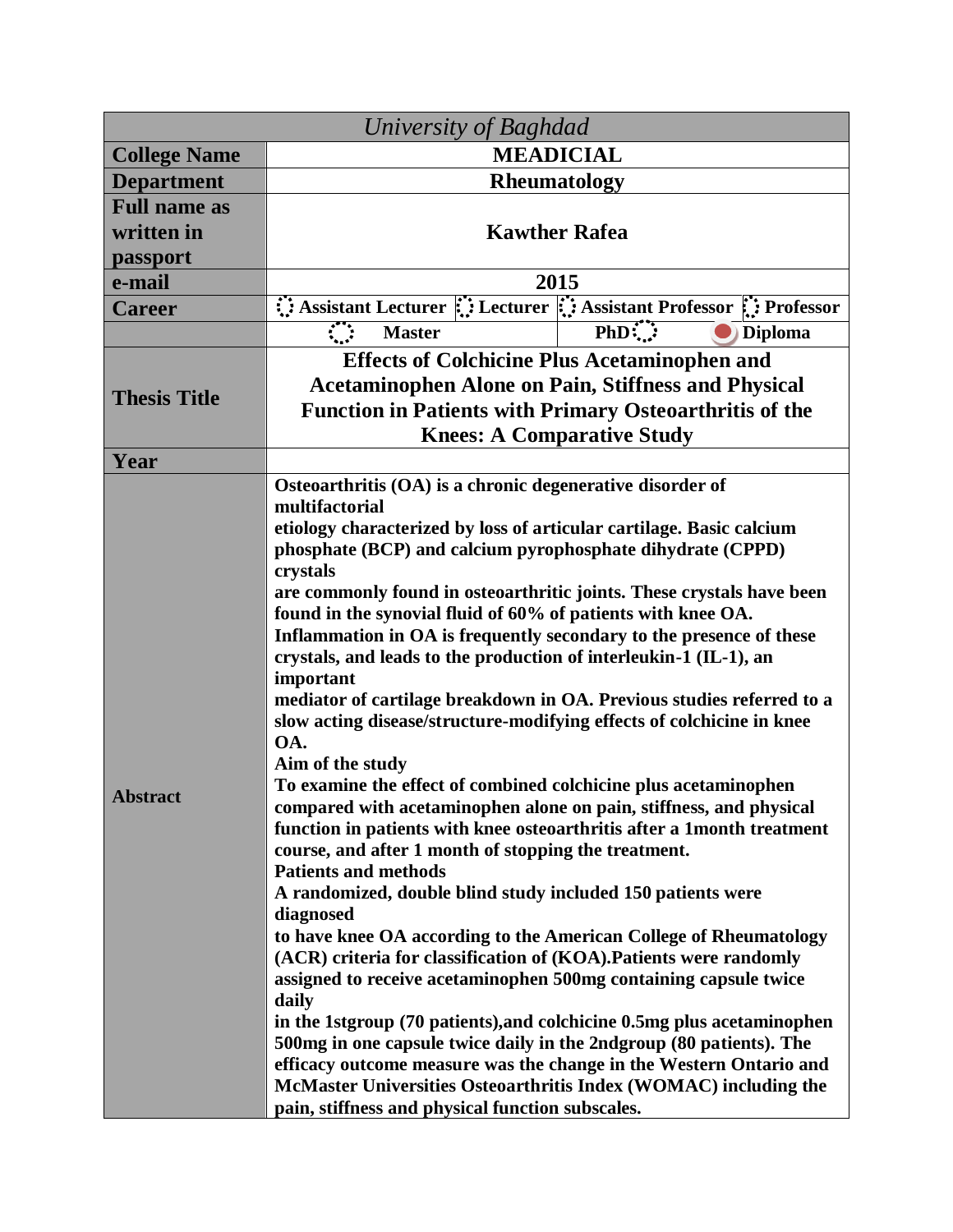| *University of Baghdad* | | | | |
|---|---|---|---|---|
| **College Name** | **MEADICIAL** | | | |
| **Department** | **Rheumatology** | | | |
| **Full name as written in passport** | **Kawther Rafea** | | | |
| **e-mail** | **2015** | | | |
| **Career** | ○ **Assistant Lecturer** | ○ **Lecturer** | ○ **Assistant Professor** | ○ **Professor** |
| | ○ **Master** | | **PhD** ○ | ● **Diploma** |
| **Thesis Title** | **Effects of Colchicine Plus Acetaminophen and Acetaminophen Alone on Pain, Stiffness and Physical Function in Patients with Primary Osteoarthritis of the Knees: A Comparative Study** | | | |
| **Year** | | | | |
| **Abstract** | **Osteoarthritis (OA) is a chronic degenerative disorder of multifactorial etiology characterized by loss of articular cartilage. Basic calcium phosphate (BCP) and calcium pyrophosphate dihydrate (CPPD) crystals are commonly found in osteoarthritic joints. These crystals have been found in the synovial fluid of 60% of patients with knee OA. Inflammation in OA is frequently secondary to the presence of these crystals, and leads to the production of interleukin-1 (IL-1), an important mediator of cartilage breakdown in OA. Previous studies referred to a slow acting disease/structure-modifying effects of colchicine in knee OA.**<br>**Aim of the study**<br>**To examine the effect of combined colchicine plus acetaminophen compared with acetaminophen alone on pain, stiffness, and physical function in patients with knee osteoarthritis after a 1month treatment course, and after 1 month of stopping the treatment.**<br>**Patients and methods**<br>**A randomized, double blind study included 150 patients were diagnosed to have knee OA according to the American College of Rheumatology (ACR) criteria for classification of (KOA).Patients were randomly assigned to receive acetaminophen 500mg containing capsule twice daily in the 1stgroup (70 patients),and colchicine 0.5mg plus acetaminophen 500mg in one capsule twice daily in the 2ndgroup (80 patients). The efficacy outcome measure was the change in the Western Ontario and McMaster Universities Osteoarthritis Index (WOMAC) including the pain, stiffness and physical function subscales.** | | | |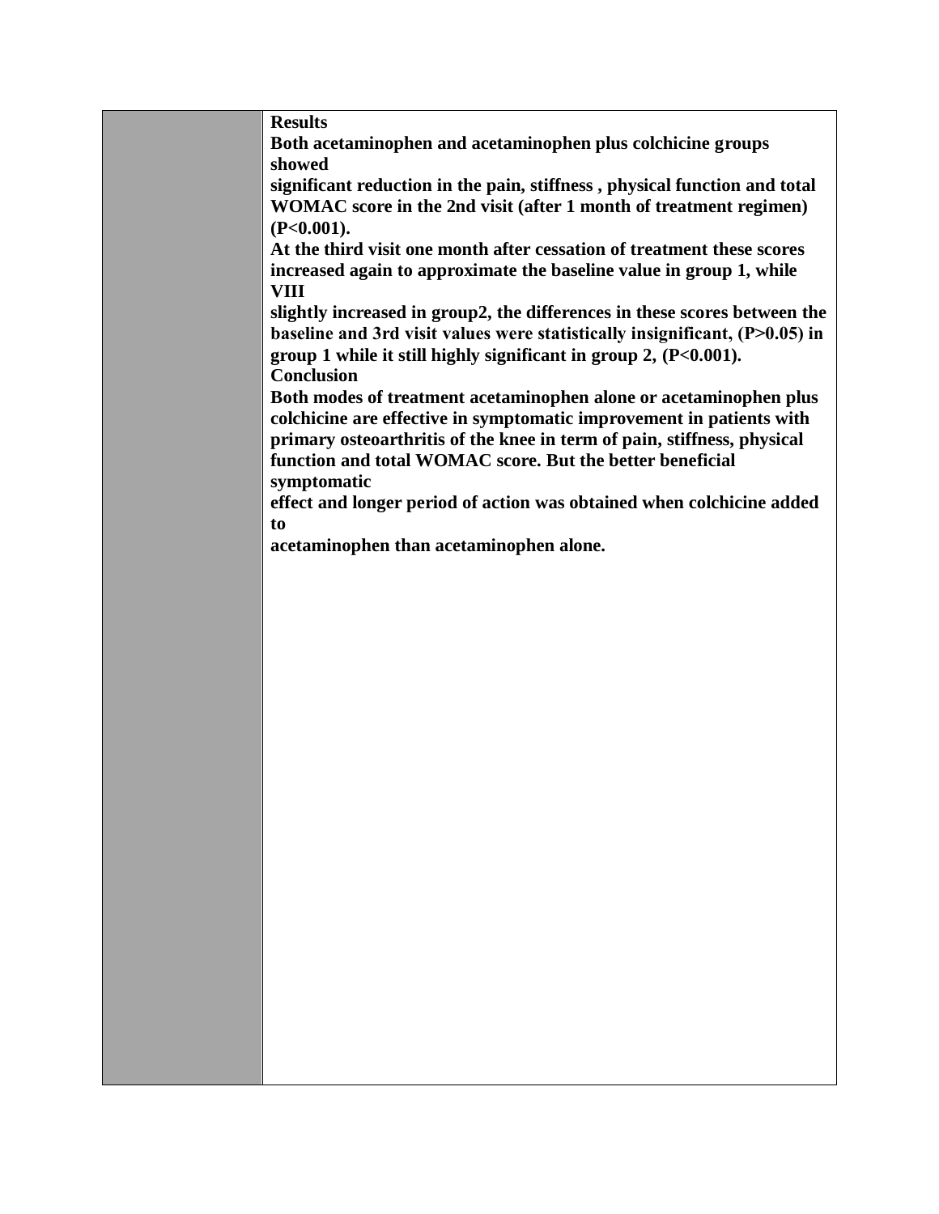**Results**

**Both acetaminophen and acetaminophen plus colchicine groups showed significant reduction in the pain, stiffness , physical function and total WOMAC score in the 2nd visit (after 1 month of treatment regimen) (P<0.001).**

**At the third visit one month after cessation of treatment these scores increased again to approximate the baseline value in group 1, while VIII slightly increased in group2, the differences in these scores between the baseline and 3rd visit values were statistically insignificant, (P>0.05) in group 1 while it still highly significant in group 2, (P<0.001).**

**Conclusion**

**Both modes of treatment acetaminophen alone or acetaminophen plus colchicine are effective in symptomatic improvement in patients with primary osteoarthritis of the knee in term of pain, stiffness, physical function and total WOMAC score. But the better beneficial symptomatic effect and longer period of action was obtained when colchicine added to acetaminophen than acetaminophen alone.**